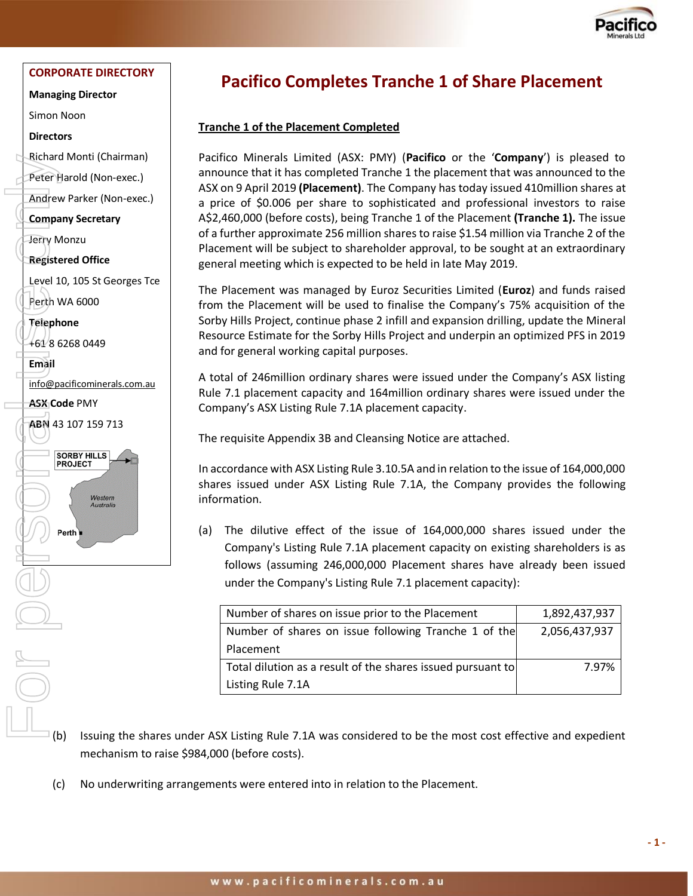CORPORATE DIRECTORY

**Managing Director**

Simon Noon

**Directors**

Richard Monti (Chairman)

Peter Harold (Non-exec.)

Andrew Parker (Non-exec.)

**Company Secretary**

Jerry Monzu

**Registered Office**

Level 10, 105 St Georges Tce

Perth WA 6000

**Telephone**

+61 8 6268 0449

**Email**

info@pacificominerals.com.au

**ASX Code** PMY

**ABN** 43 107 159 713

# Pacifico Completes Tranche 1 of Share Placement

## Tranche 1 of the Placement Completed

Pacifico Minerals Limited (ASX: PMY) (**Pacifico** or the '**Company**') is pleased to announce that it has completed Tranche 1 the placement that was announced to the ASX on 9 April 2019 **(Placement)**. The Company has today issued 410million shares at a price of $0.006 per share to sophisticated and professional investors to raise A$2,460,000 (before costs), being Tranche 1 of the Placement **(Tranche 1).** The issue of a further approximate 256 million shares to raise $1.54 million via Tranche 2 of the Placement will be subject to shareholder approval, to be sought at an extraordinary general meeting which is expected to be held in late May 2019.

The Placement was managed by Euroz Securities Limited (**Euroz**) and funds raised from the Placement will be used to finalise the Company's 75% acquisition of the Sorby Hills Project, continue phase 2 infill and expansion drilling, update the Mineral Resource Estimate for the Sorby Hills Project and underpin an optimized PFS in 2019 and for general working capital purposes.

A total of 246million ordinary shares were issued under the Company's ASX listing Rule 7.1 placement capacity and 164million ordinary shares were issued under the Company's ASX Listing Rule 7.1A placement capacity.

The requisite Appendix 3B and Cleansing Notice are attached.

In accordance with ASX Listing Rule 3.10.5A and in relation to the issue of 164,000,000 shares issued under ASX Listing Rule 7.1A, the Company provides the following information.

(a) The dilutive effect of the issue of 164,000,000 shares issued under the Company's Listing Rule 7.1A placement capacity on existing shareholders is as follows (assuming 246,000,000 Placement shares have already been issued under the Company's Listing Rule 7.1 placement capacity):

| | |
|---|---|
| Number of shares on issue prior to the Placement | 1,892,437,937 |
| Number of shares on issue following Tranche 1 of the Placement | 2,056,437,937 |
| Total dilution as a result of the shares issued pursuant to Listing Rule 7.1A | 7.97% |

(b) Issuing the shares under ASX Listing Rule 7.1A was considered to be the most cost effective and expedient mechanism to raise $984,000 (before costs).

(c) No underwriting arrangements were entered into in relation to the Placement.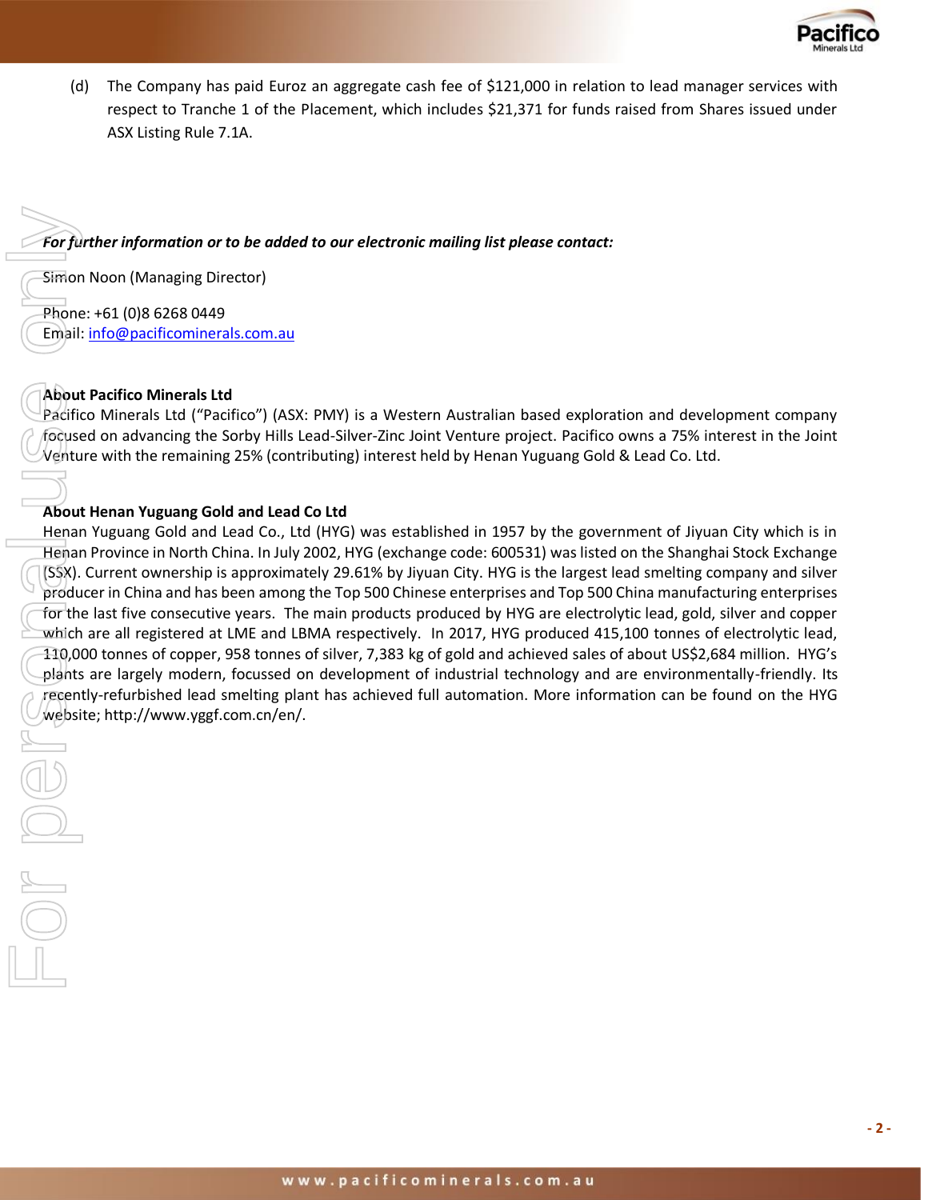(d) The Company has paid Euroz an aggregate cash fee of $121,000 in relation to lead manager services with respect to Tranche 1 of the Placement, which includes $21,371 for funds raised from Shares issued under ASX Listing Rule 7.1A.

***For further information or to be added to our electronic mailing list please contact:***

Simon Noon (Managing Director)

Phone: +61 (0)8 6268 0449
Email: info@pacificominerals.com.au

**About Pacifico Minerals Ltd**

Pacifico Minerals Ltd ("Pacifico") (ASX: PMY) is a Western Australian based exploration and development company focused on advancing the Sorby Hills Lead-Silver-Zinc Joint Venture project. Pacifico owns a 75% interest in the Joint Venture with the remaining 25% (contributing) interest held by Henan Yuguang Gold & Lead Co. Ltd.

**About Henan Yuguang Gold and Lead Co Ltd**

Henan Yuguang Gold and Lead Co., Ltd (HYG) was established in 1957 by the government of Jiyuan City which is in Henan Province in North China. In July 2002, HYG (exchange code: 600531) was listed on the Shanghai Stock Exchange (SSX). Current ownership is approximately 29.61% by Jiyuan City. HYG is the largest lead smelting company and silver producer in China and has been among the Top 500 Chinese enterprises and Top 500 China manufacturing enterprises for the last five consecutive years. The main products produced by HYG are electrolytic lead, gold, silver and copper which are all registered at LME and LBMA respectively. In 2017, HYG produced 415,100 tonnes of electrolytic lead, 110,000 tonnes of copper, 958 tonnes of silver, 7,383 kg of gold and achieved sales of about US$2,684 million. HYG's plants are largely modern, focussed on development of industrial technology and are environmentally-friendly. Its recently-refurbished lead smelting plant has achieved full automation. More information can be found on the HYG website; http://www.yggf.com.cn/en/.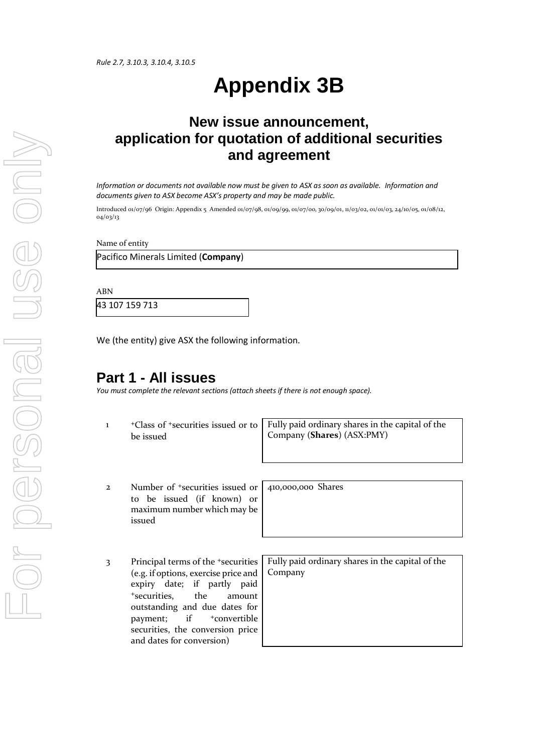*Rule 2.7, 3.10.3, 3.10.4, 3.10.5*

# Appendix 3B

## New issue announcement, application for quotation of additional securities and agreement

*Information or documents not available now must be given to ASX as soon as available. Information and documents given to ASX become ASX's property and may be made public.*

Introduced 01/07/96 Origin: Appendix 5 Amended 01/07/98, 01/09/99, 01/07/00, 30/09/01, 11/03/02, 01/01/03, 24/10/05, 01/08/12, 04/03/13

Name of entity

Pacifico Minerals Limited (**Company**)

ABN

43 107 159 713

We (the entity) give ASX the following information.

## Part 1 - All issues

*You must complete the relevant sections (attach sheets if there is not enough space).*

| | | |
|---|---|---|
| 1 | +Class of +securities issued or to be issued | Fully paid ordinary shares in the capital of the Company (**Shares**) (ASX:PMY) |
| 2 | Number of +securities issued or to be issued (if known) or maximum number which may be issued | 410,000,000 Shares |
| 3 | Principal terms of the +securities (e.g. if options, exercise price and expiry date; if partly paid +securities, the amount outstanding and due dates for payment; if +convertible securities, the conversion price and dates for conversion) | Fully paid ordinary shares in the capital of the Company |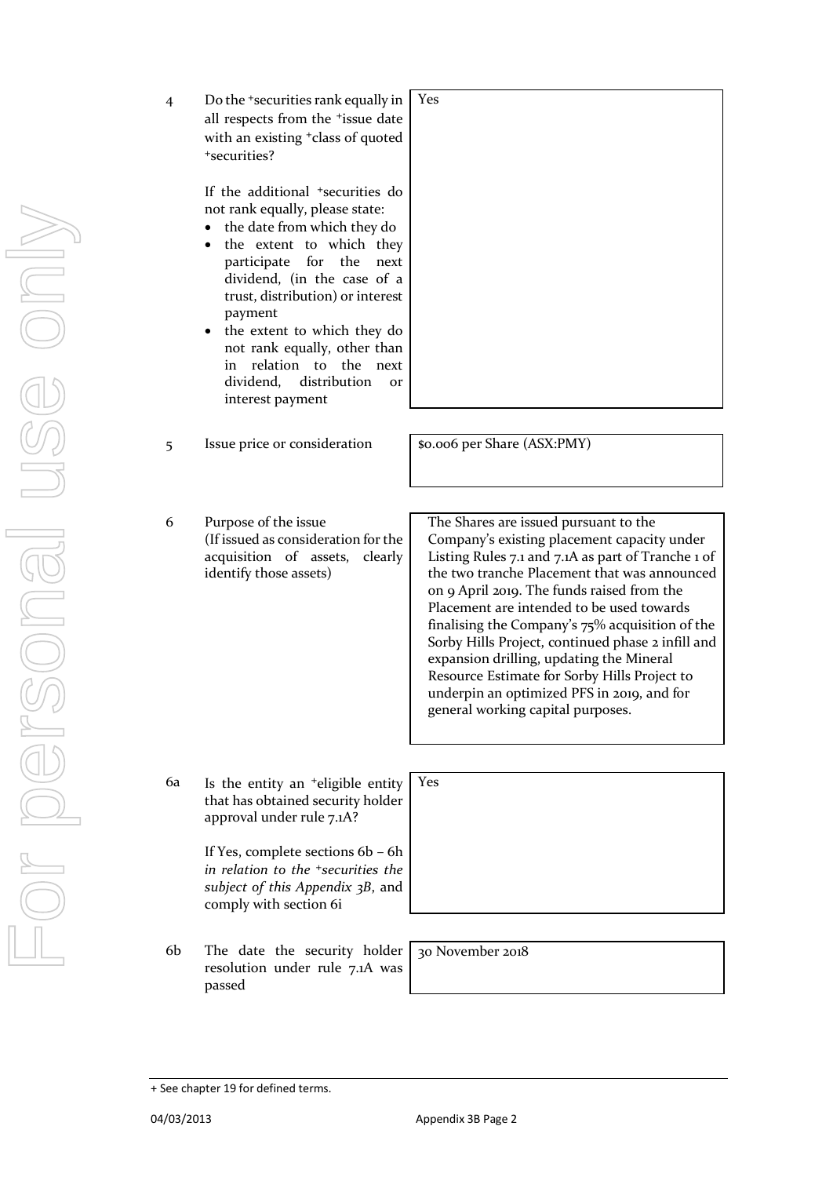| | | |
|---|---|---|
| 4 | Do the +securities rank equally in all respects from the +issue date with an existing +class of quoted +securities?<br><br>If the additional +securities do not rank equally, please state:<br>• the date from which they do<br>• the extent to which they participate for the next dividend, (in the case of a trust, distribution) or interest payment<br>• the extent to which they do not rank equally, other than in relation to the next dividend, distribution or interest payment | Yes |
| 5 | Issue price or consideration | $0.006 per Share (ASX:PMY) |
| 6 | Purpose of the issue<br>(If issued as consideration for the acquisition of assets, clearly identify those assets) | The Shares are issued pursuant to the Company's existing placement capacity under Listing Rules 7.1 and 7.1A as part of Tranche 1 of the two tranche Placement that was announced on 9 April 2019. The funds raised from the Placement are intended to be used towards finalising the Company's 75% acquisition of the Sorby Hills Project, continued phase 2 infill and expansion drilling, updating the Mineral Resource Estimate for Sorby Hills Project to underpin an optimized PFS in 2019, and for general working capital purposes. |
| 6a | Is the entity an +eligible entity that has obtained security holder approval under rule 7.1A?<br><br>If Yes, complete sections 6b – 6h *in relation to the +securities the subject of this Appendix 3B*, and comply with section 6i | Yes |
| 6b | The date the security holder resolution under rule 7.1A was passed | 30 November 2018 |

+ See chapter 19 for defined terms.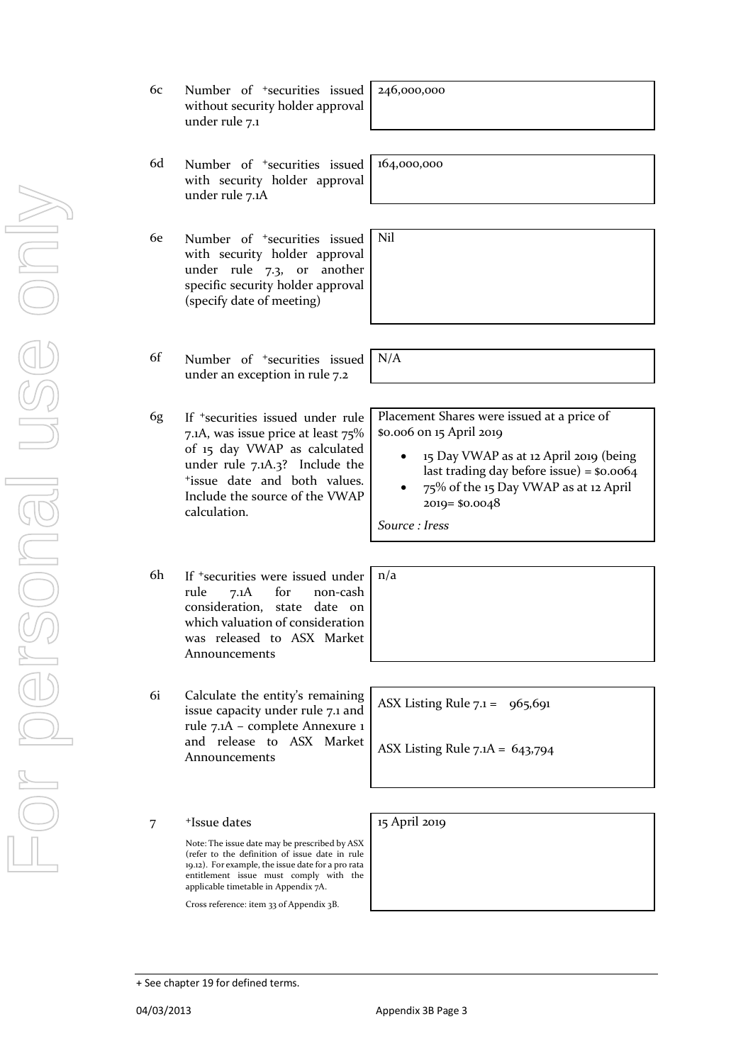| | | |
|---|---|---|
| 6c | Number of +securities issued without security holder approval under rule 7.1 | 246,000,000 |
| 6d | Number of +securities issued with security holder approval under rule 7.1A | 164,000,000 |
| 6e | Number of +securities issued with security holder approval under rule 7.3, or another specific security holder approval (specify date of meeting) | Nil |
| 6f | Number of +securities issued under an exception in rule 7.2 | N/A |
| 6g | If +securities issued under rule 7.1A, was issue price at least 75% of 15 day VWAP as calculated under rule 7.1A.3? Include the +issue date and both values. Include the source of the VWAP calculation. | Placement Shares were issued at a price of $0.006 on 15 April 2019<br>• 15 Day VWAP as at 12 April 2019 (being last trading day before issue) = $0.0064<br>• 75% of the 15 Day VWAP as at 12 April 2019= $0.0048<br>*Source : Iress* |
| 6h | If +securities were issued under rule 7.1A for non-cash consideration, state date on which valuation of consideration was released to ASX Market Announcements | n/a |
| 6i | Calculate the entity's remaining issue capacity under rule 7.1 and rule 7.1A – complete Annexure 1 and release to ASX Market Announcements | ASX Listing Rule 7.1 = 965,691<br><br>ASX Listing Rule 7.1A = 643,794 |
| 7 | +Issue dates<br><br>Note: The issue date may be prescribed by ASX (refer to the definition of issue date in rule 19.12). For example, the issue date for a pro rata entitlement issue must comply with the applicable timetable in Appendix 7A.<br><br>Cross reference: item 33 of Appendix 3B. | 15 April 2019 |

+ See chapter 19 for defined terms.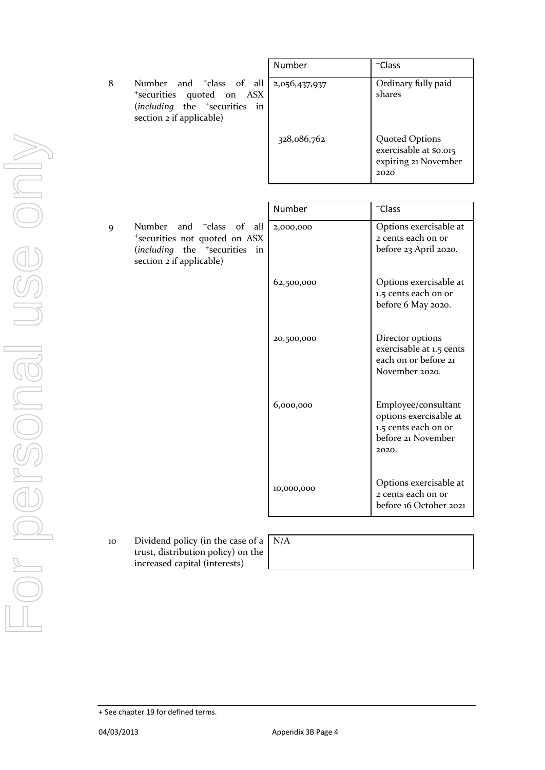| | | Number | +Class |
|---|---|---|---|
| 8 | Number and +class of all +securities quoted on ASX (*including* the +securities in section 2 if applicable) | 2,056,437,937 | Ordinary fully paid shares |
| | | 328,086,762 | Quoted Options exercisable at $0.015 expiring 21 November 2020 |

| | | Number | +Class |
|---|---|---|---|
| 9 | Number and +class of all +securities not quoted on ASX (*including* the +securities in section 2 if applicable) | 2,000,000 | Options exercisable at 2 cents each on or before 23 April 2020. |
| | | 62,500,000 | Options exercisable at 1.5 cents each on or before 6 May 2020. |
| | | 20,500,000 | Director options exercisable at 1.5 cents each on or before 21 November 2020. |
| | | 6,000,000 | Employee/consultant options exercisable at 1.5 cents each on or before 21 November 2020. |
| | | 10,000,000 | Options exercisable at 2 cents each on or before 16 October 2021 |

| | | |
|---|---|---|
| 10 | Dividend policy (in the case of a trust, distribution policy) on the increased capital (interests) | N/A |

+ See chapter 19 for defined terms.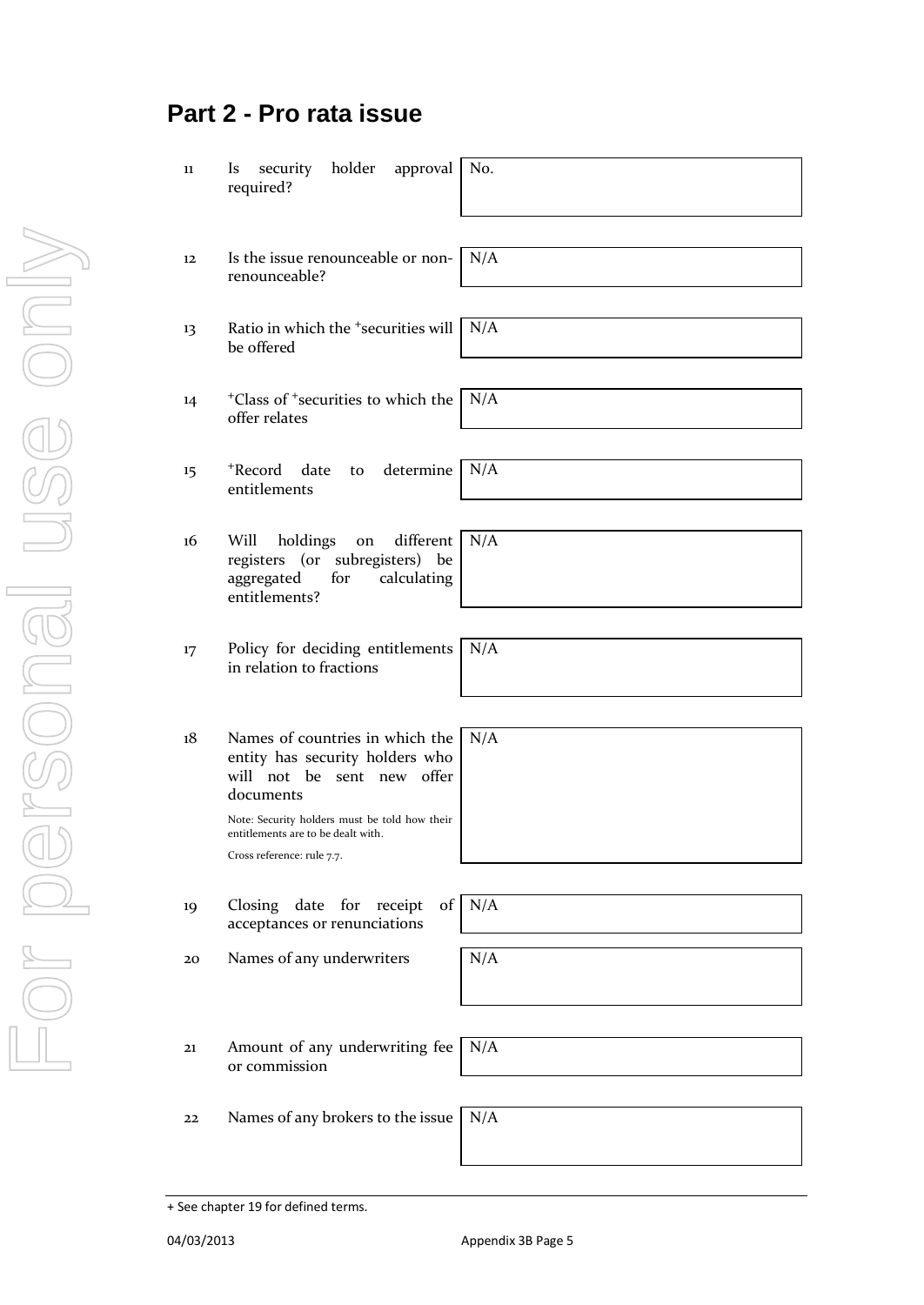## Part 2 - Pro rata issue

| | | |
|---|---|---|
| 11 | Is security holder approval required? | No. |
| 12 | Is the issue renounceable or non-renounceable? | N/A |
| 13 | Ratio in which the +securities will be offered | N/A |
| 14 | +Class of +securities to which the offer relates | N/A |
| 15 | +Record date to determine entitlements | N/A |
| 16 | Will holdings on different registers (or subregisters) be aggregated for calculating entitlements? | N/A |
| 17 | Policy for deciding entitlements in relation to fractions | N/A |
| 18 | Names of countries in which the entity has security holders who will not be sent new offer documents<br><br>Note: Security holders must be told how their entitlements are to be dealt with.<br><br>Cross reference: rule 7.7. | N/A |
| 19 | Closing date for receipt of acceptances or renunciations | N/A |
| 20 | Names of any underwriters | N/A |
| 21 | Amount of any underwriting fee or commission | N/A |
| 22 | Names of any brokers to the issue | N/A |

+ See chapter 19 for defined terms.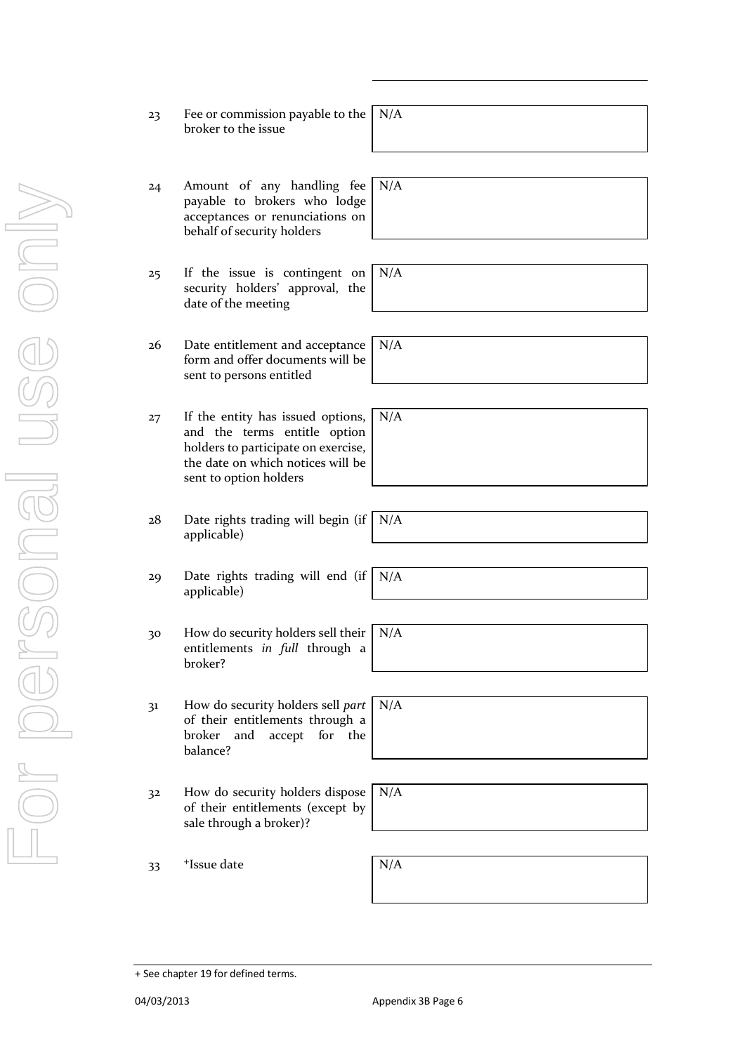| | | |
|---|---|---|
| 23 | Fee or commission payable to the broker to the issue | N/A |
| 24 | Amount of any handling fee payable to brokers who lodge acceptances or renunciations on behalf of security holders | N/A |
| 25 | If the issue is contingent on security holders' approval, the date of the meeting | N/A |
| 26 | Date entitlement and acceptance form and offer documents will be sent to persons entitled | N/A |
| 27 | If the entity has issued options, and the terms entitle option holders to participate on exercise, the date on which notices will be sent to option holders | N/A |
| 28 | Date rights trading will begin (if applicable) | N/A |
| 29 | Date rights trading will end (if applicable) | N/A |
| 30 | How do security holders sell their entitlements *in full* through a broker? | N/A |
| 31 | How do security holders sell *part* of their entitlements through a broker and accept for the balance? | N/A |
| 32 | How do security holders dispose of their entitlements (except by sale through a broker)? | N/A |
| 33 | +Issue date | N/A |

+ See chapter 19 for defined terms.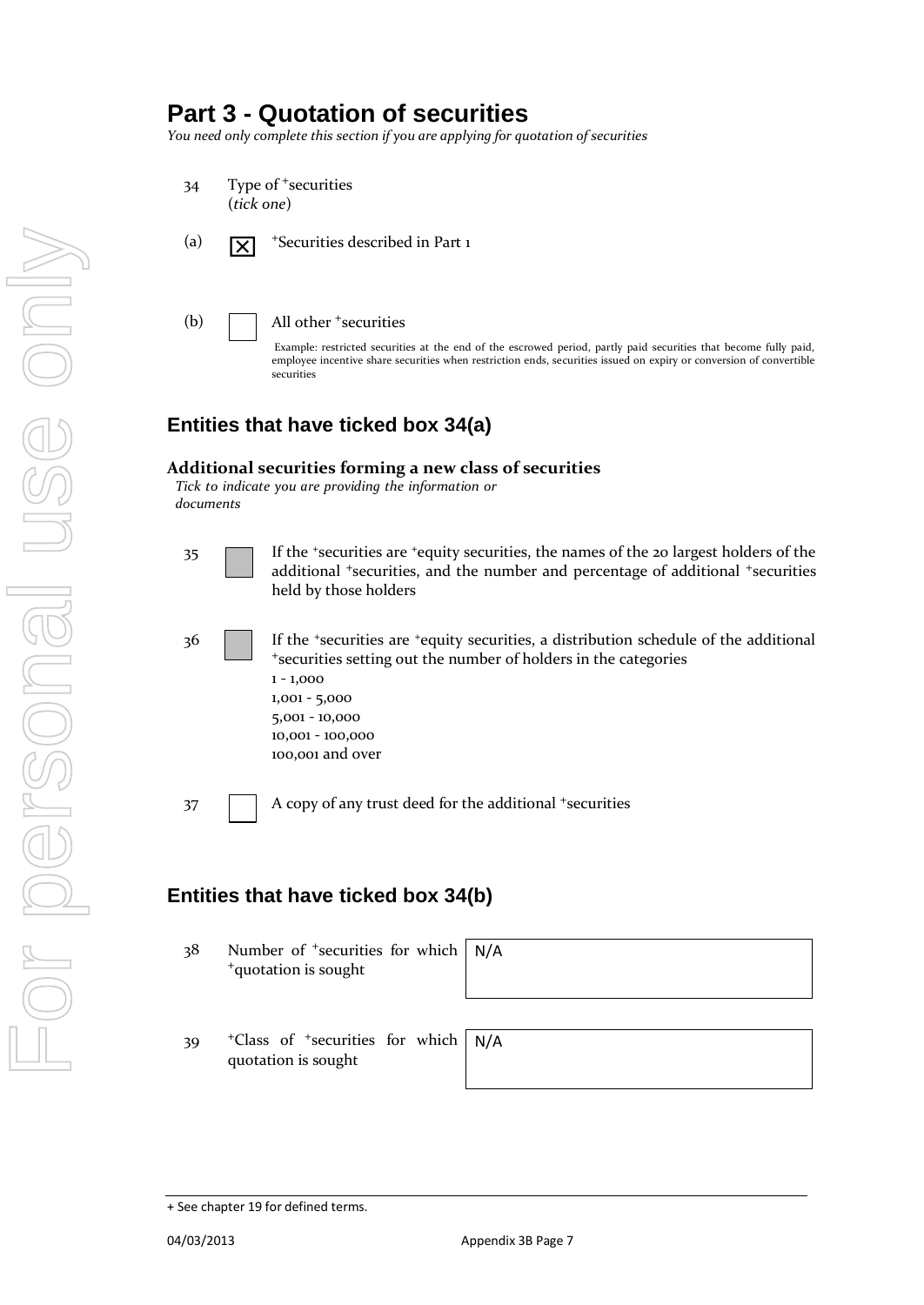# Part 3 - Quotation of securities

*You need only complete this section if you are applying for quotation of securities*

34 Type of +securities (*tick one*)

(a) ☒ +Securities described in Part 1

(b) ☐ All other +securities

Example: restricted securities at the end of the escrowed period, partly paid securities that become fully paid, employee incentive share securities when restriction ends, securities issued on expiry or conversion of convertible securities

## Entities that have ticked box 34(a)

**Additional securities forming a new class of securities**

*Tick to indicate you are providing the information or documents*

35 ☐ If the +securities are +equity securities, the names of the 20 largest holders of the additional +securities, and the number and percentage of additional +securities held by those holders

36 ☐ If the +securities are +equity securities, a distribution schedule of the additional +securities setting out the number of holders in the categories
1 - 1,000
1,001 - 5,000
5,001 - 10,000
10,001 - 100,000
100,001 and over

37 ☐ A copy of any trust deed for the additional +securities

## Entities that have ticked box 34(b)

| | | |
|---|---|---|
| 38 | Number of +securities for which +quotation is sought | N/A |
| 39 | +Class of +securities for which quotation is sought | N/A |

+ See chapter 19 for defined terms.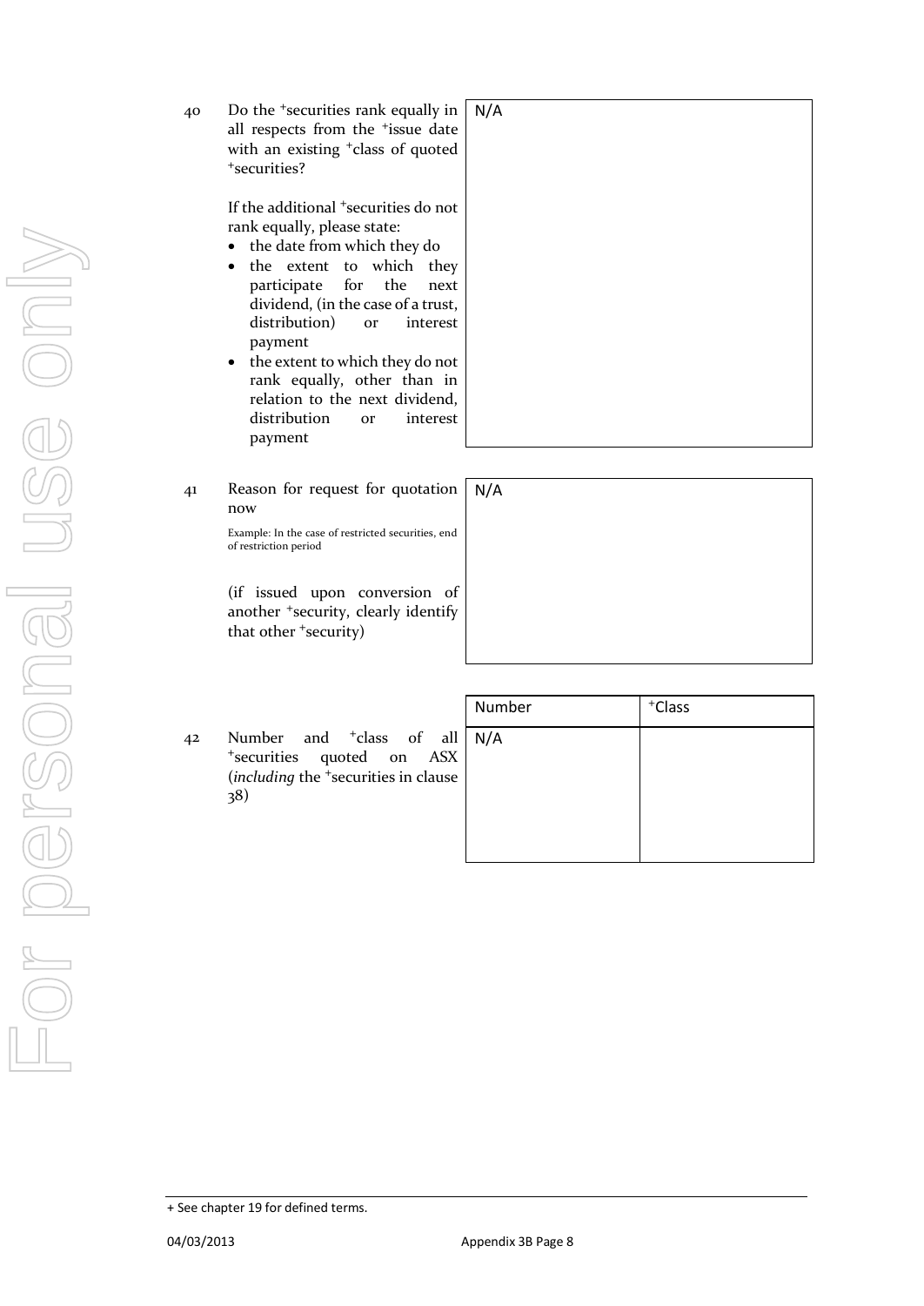| | | |
|---|---|---|
| 40 | Do the +securities rank equally in all respects from the +issue date with an existing +class of quoted +securities?<br><br>If the additional +securities do not rank equally, please state:<br>• the date from which they do<br>• the extent to which they participate for the next dividend, (in the case of a trust, distribution) or interest payment<br>• the extent to which they do not rank equally, other than in relation to the next dividend, distribution or interest payment | N/A |
| 41 | Reason for request for quotation now<br><br>Example: In the case of restricted securities, end of restriction period<br><br>(if issued upon conversion of another +security, clearly identify that other +security) | N/A |

| | | Number | +Class |
|---|---|---|---|
| 42 | Number and +class of all +securities quoted on ASX (*including* the +securities in clause 38) | N/A | |

+ See chapter 19 for defined terms.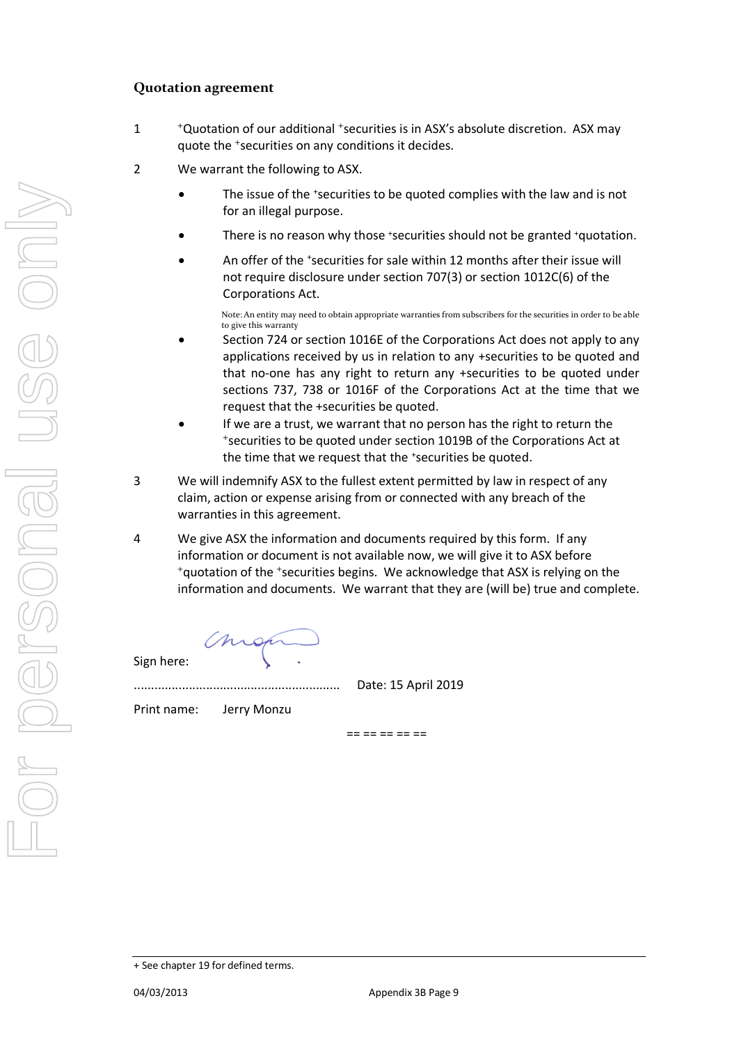## Quotation agreement

1. +Quotation of our additional +securities is in ASX's absolute discretion. ASX may quote the +securities on any conditions it decides.

2. We warrant the following to ASX.

   - The issue of the +securities to be quoted complies with the law and is not for an illegal purpose.

   - There is no reason why those +securities should not be granted +quotation.

   - An offer of the +securities for sale within 12 months after their issue will not require disclosure under section 707(3) or section 1012C(6) of the Corporations Act.

     Note: An entity may need to obtain appropriate warranties from subscribers for the securities in order to be able to give this warranty

   - Section 724 or section 1016E of the Corporations Act does not apply to any applications received by us in relation to any +securities to be quoted and that no-one has any right to return any +securities to be quoted under sections 737, 738 or 1016F of the Corporations Act at the time that we request that the +securities be quoted.

   - If we are a trust, we warrant that no person has the right to return the +securities to be quoted under section 1019B of the Corporations Act at the time that we request that the +securities be quoted.

3. We will indemnify ASX to the fullest extent permitted by law in respect of any claim, action or expense arising from or connected with any breach of the warranties in this agreement.

4. We give ASX the information and documents required by this form. If any information or document is not available now, we will give it to ASX before +quotation of the +securities begins. We acknowledge that ASX is relying on the information and documents. We warrant that they are (will be) true and complete.

Sign here:

............................................................ Date: 15 April 2019

Print name: Jerry Monzu

== == == == ==

+ See chapter 19 for defined terms.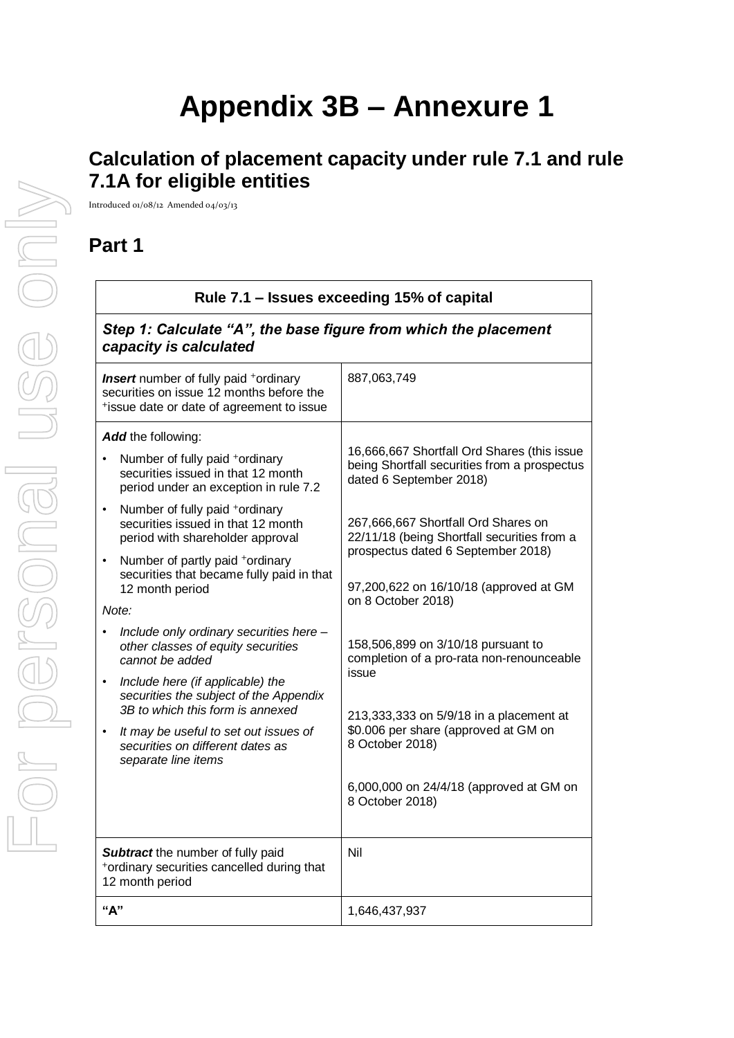# Appendix 3B – Annexure 1

## Calculation of placement capacity under rule 7.1 and rule 7.1A for eligible entities

Introduced 01/08/12 Amended 04/03/13

## Part 1

| Rule 7.1 – Issues exceeding 15% of capital | |
|---|---|
| ***Step 1: Calculate "A", the base figure from which the placement capacity is calculated*** | |
| ***Insert*** number of fully paid +ordinary securities on issue 12 months before the +issue date or date of agreement to issue | 887,063,749 |
| ***Add*** the following:<br>• Number of fully paid +ordinary securities issued in that 12 month period under an exception in rule 7.2<br>• Number of fully paid +ordinary securities issued in that 12 month period with shareholder approval<br>• Number of partly paid +ordinary securities that became fully paid in that 12 month period<br>*Note:*<br>• *Include only ordinary securities here – other classes of equity securities cannot be added*<br>• *Include here (if applicable) the securities the subject of the Appendix 3B to which this form is annexed*<br>• *It may be useful to set out issues of securities on different dates as separate line items* | 16,666,667 Shortfall Ord Shares (this issue being Shortfall securities from a prospectus dated 6 September 2018)<br><br>267,666,667 Shortfall Ord Shares on 22/11/18 (being Shortfall securities from a prospectus dated 6 September 2018)<br><br>97,200,622 on 16/10/18 (approved at GM on 8 October 2018)<br><br>158,506,899 on 3/10/18 pursuant to completion of a pro-rata non-renounceable issue<br><br>213,333,333 on 5/9/18 in a placement at $0.006 per share (approved at GM on 8 October 2018)<br><br>6,000,000 on 24/4/18 (approved at GM on 8 October 2018) |
| ***Subtract*** the number of fully paid +ordinary securities cancelled during that 12 month period | Nil |
| **"A"** | 1,646,437,937 |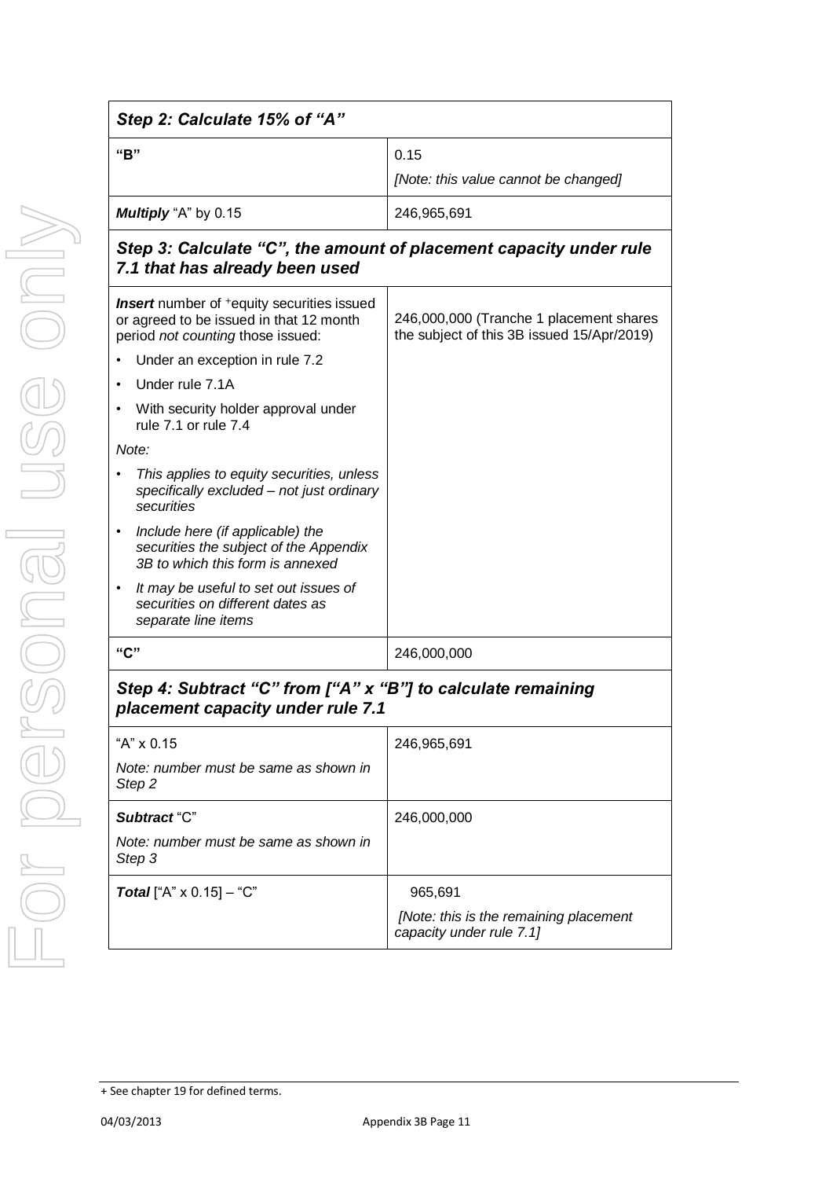| Step 2: Calculate 15% of "A" | |
|---|---|
| **"B"** | 0.15<br>*[Note: this value cannot be changed]* |
| ***Multiply*** "A" by 0.15 | 246,965,691 |

| Step 3: Calculate "C", the amount of placement capacity under rule 7.1 that has already been used | |
|---|---|
| ***Insert*** number of +equity securities issued or agreed to be issued in that 12 month period *not counting* those issued:<br>• Under an exception in rule 7.2<br>• Under rule 7.1A<br>• With security holder approval under rule 7.1 or rule 7.4<br>*Note:*<br>• *This applies to equity securities, unless specifically excluded – not just ordinary securities*<br>• *Include here (if applicable) the securities the subject of the Appendix 3B to which this form is annexed*<br>• *It may be useful to set out issues of securities on different dates as separate line items* | 246,000,000 (Tranche 1 placement shares the subject of this 3B issued 15/Apr/2019) |
| **"C"** | 246,000,000 |

| Step 4: Subtract "C" from ["A" x "B"] to calculate remaining placement capacity under rule 7.1 | |
|---|---|
| "A" x 0.15<br>*Note: number must be same as shown in Step 2* | 246,965,691 |
| ***Subtract*** "C"<br>*Note: number must be same as shown in Step 3* | 246,000,000 |
| ***Total*** ["A" x 0.15] – "C" | 965,691<br>*[Note: this is the remaining placement capacity under rule 7.1]* |

+ See chapter 19 for defined terms.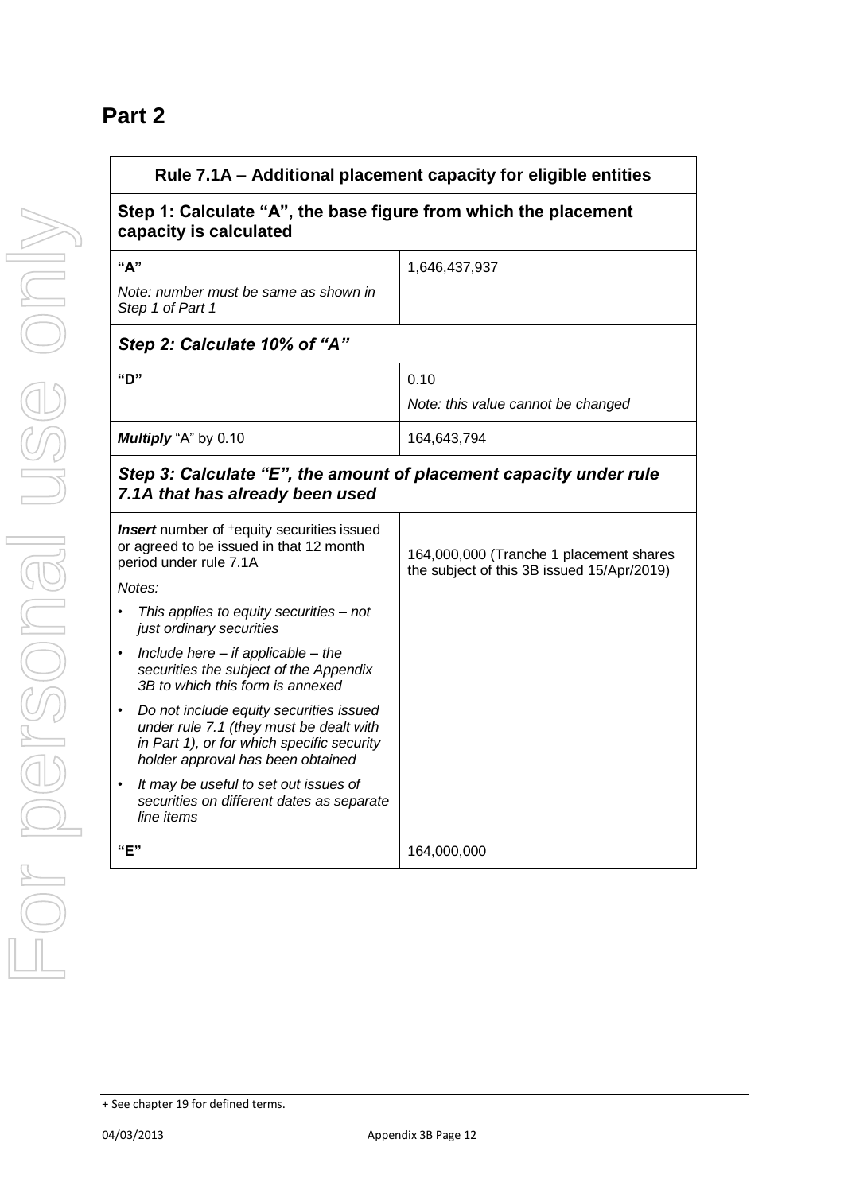## Part 2

| Rule 7.1A – Additional placement capacity for eligible entities | |
|---|---|
| **Step 1: Calculate "A", the base figure from which the placement capacity is calculated** | |
| **"A"**<br>*Note: number must be same as shown in Step 1 of Part 1* | 1,646,437,937 |
| ***Step 2: Calculate 10% of "A"*** | |
| **"D"** | 0.10<br>*Note: this value cannot be changed* |
| ***Multiply*** "A" by 0.10 | 164,643,794 |
| ***Step 3: Calculate "E", the amount of placement capacity under rule 7.1A that has already been used*** | |
| ***Insert*** number of +equity securities issued or agreed to be issued in that 12 month period under rule 7.1A<br>*Notes:*<br>• *This applies to equity securities – not just ordinary securities*<br>• *Include here – if applicable – the securities the subject of the Appendix 3B to which this form is annexed*<br>• *Do not include equity securities issued under rule 7.1 (they must be dealt with in Part 1), or for which specific security holder approval has been obtained*<br>• *It may be useful to set out issues of securities on different dates as separate line items* | 164,000,000 (Tranche 1 placement shares the subject of this 3B issued 15/Apr/2019) |
| **"E"** | 164,000,000 |

+ See chapter 19 for defined terms.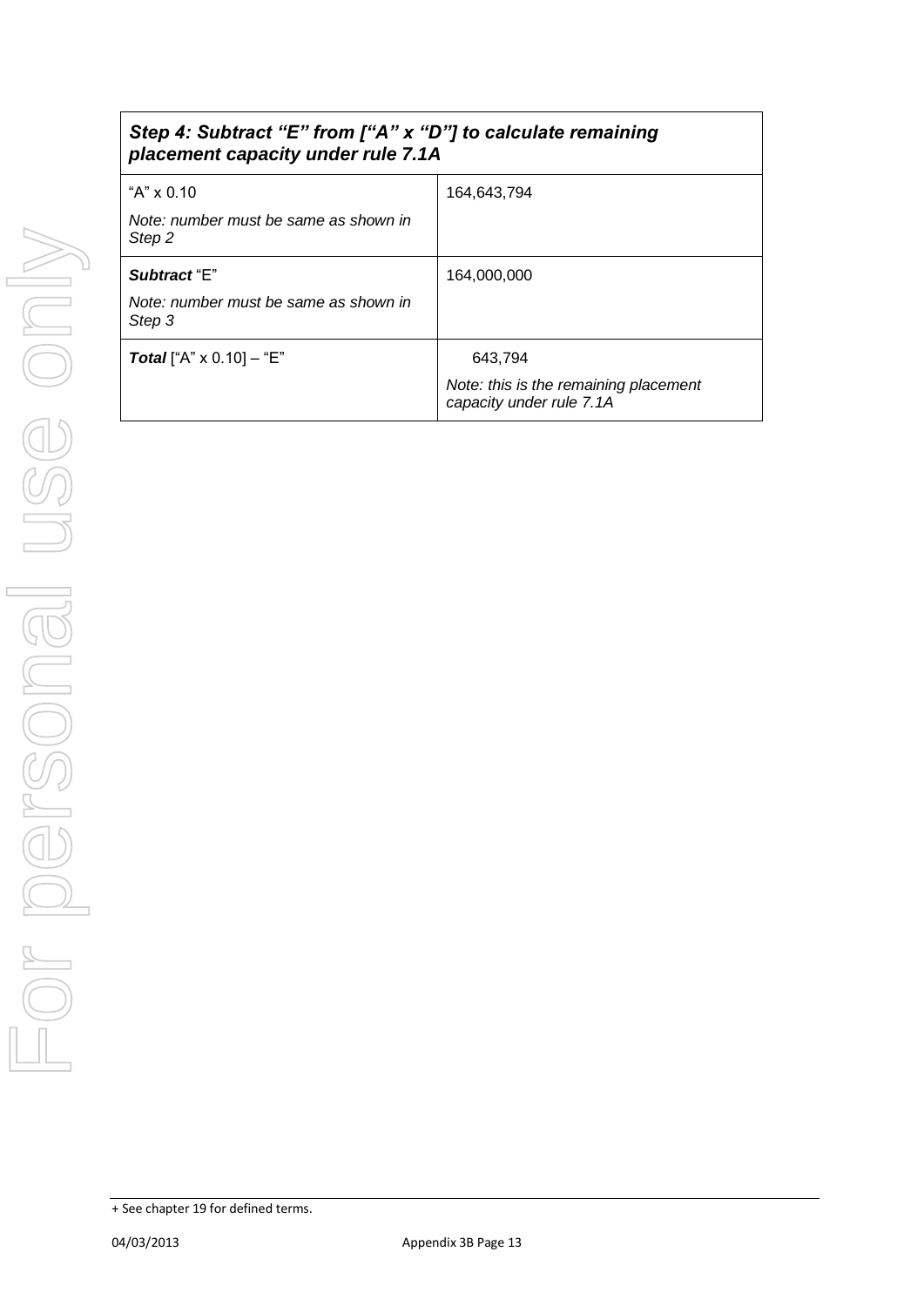| *Step 4: Subtract "E" from ["A" x "D"] to calculate remaining placement capacity under rule 7.1A* | |
|---|---|
| "A" x 0.10<br><br>*Note: number must be same as shown in Step 2* | 164,643,794 |
| ***Subtract*** "E"<br><br>*Note: number must be same as shown in Step 3* | 164,000,000 |
| ***Total*** ["A" x 0.10] – "E" | 643,794<br><br>*Note: this is the remaining placement capacity under rule 7.1A* |

+ See chapter 19 for defined terms.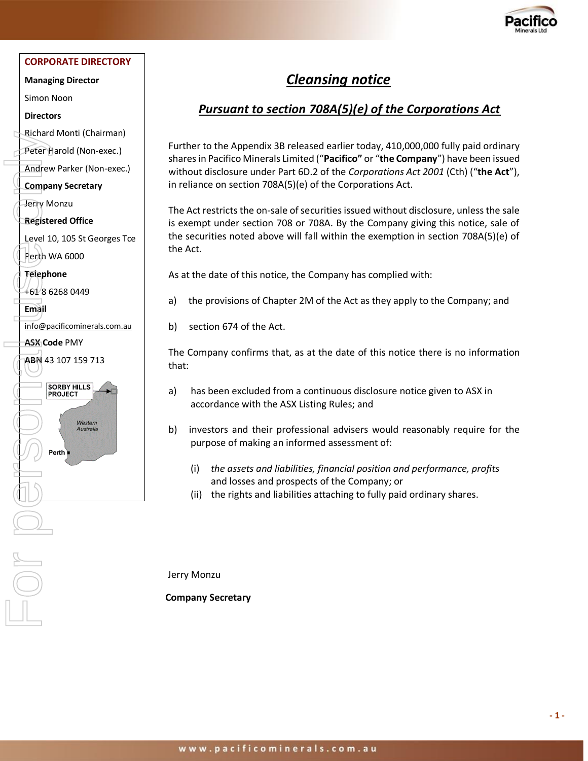**CORPORATE DIRECTORY**

**Managing Director**

Simon Noon

**Directors**

Richard Monti (Chairman)

Peter Harold (Non-exec.)

Andrew Parker (Non-exec.)

**Company Secretary**

Jerry Monzu

**Registered Office**

Level 10, 105 St Georges Tce

Perth WA 6000

**Telephone**

+61 8 6268 0449

**Email**

info@pacificominerals.com.au

**ASX Code** PMY

**ABN** 43 107 159 713

SORBY HILLS PROJECT

Western Australia

Perth

# *Cleansing notice*

## *Pursuant to section 708A(5)(e) of the Corporations Act*

Further to the Appendix 3B released earlier today, 410,000,000 fully paid ordinary shares in Pacifico Minerals Limited ("**Pacifico"** or "**the Company**") have been issued without disclosure under Part 6D.2 of the *Corporations Act 2001* (Cth) ("**the Act**"), in reliance on section 708A(5)(e) of the Corporations Act.

The Act restricts the on-sale of securities issued without disclosure, unless the sale is exempt under section 708 or 708A. By the Company giving this notice, sale of the securities noted above will fall within the exemption in section 708A(5)(e) of the Act.

As at the date of this notice, the Company has complied with:

a) the provisions of Chapter 2M of the Act as they apply to the Company; and

b) section 674 of the Act.

The Company confirms that, as at the date of this notice there is no information that:

a) has been excluded from a continuous disclosure notice given to ASX in accordance with the ASX Listing Rules; and

b) investors and their professional advisers would reasonably require for the purpose of making an informed assessment of:

   (i) *the assets and liabilities, financial position and performance, profits* and losses and prospects of the Company; or

   (ii) the rights and liabilities attaching to fully paid ordinary shares.

Jerry Monzu

**Company Secretary**